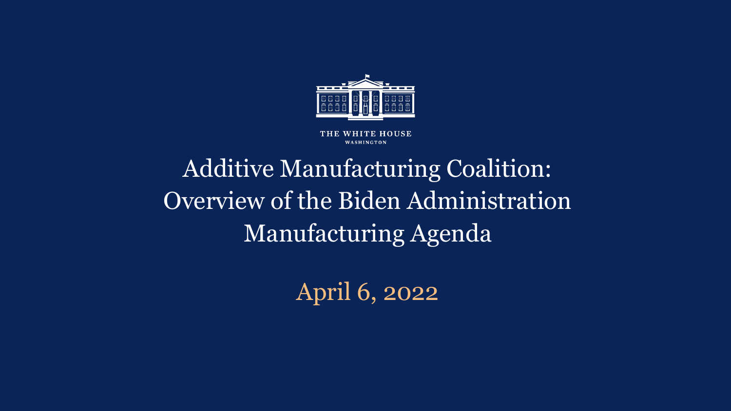THE WHITE HOUSE
WASHINGTON

# Additive Manufacturing Coalition: Overview of the Biden Administration Manufacturing Agenda

April 6, 2022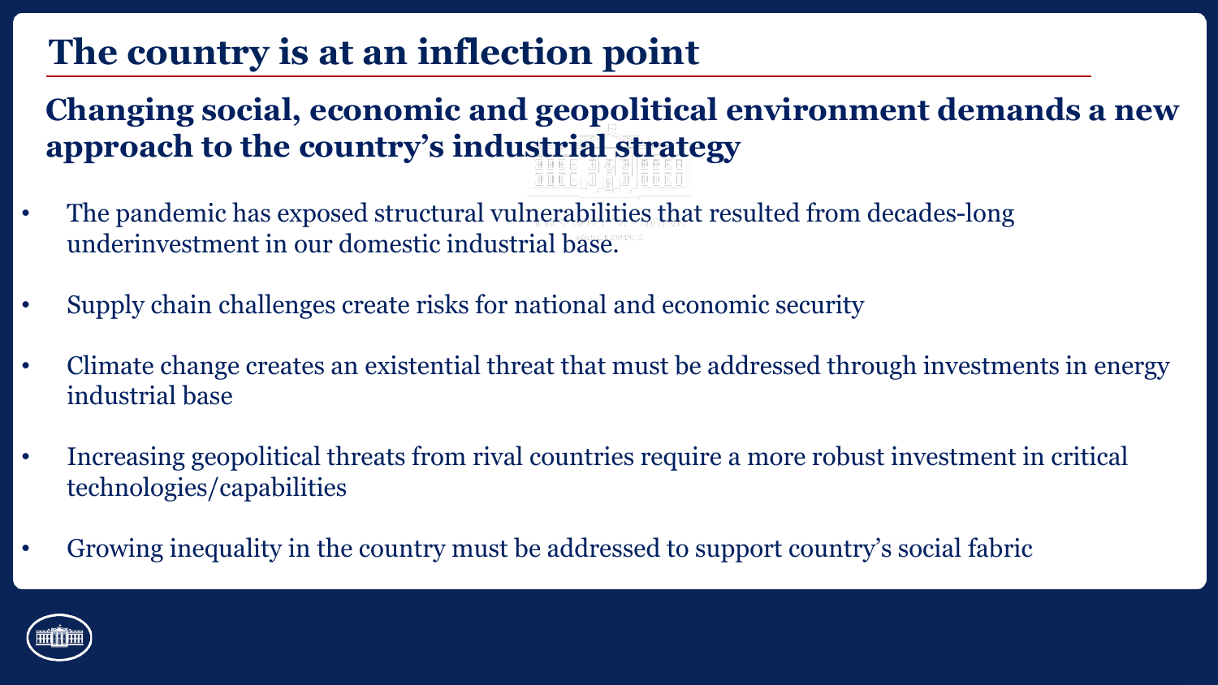# The country is at an inflection point

## Changing social, economic and geopolitical environment demands a new approach to the country's industrial strategy

- The pandemic has exposed structural vulnerabilities that resulted from decades-long underinvestment in our domestic industrial base.
- Supply chain challenges create risks for national and economic security
- Climate change creates an existential threat that must be addressed through investments in energy industrial base
- Increasing geopolitical threats from rival countries require a more robust investment in critical technologies/capabilities
- Growing inequality in the country must be addressed to support country's social fabric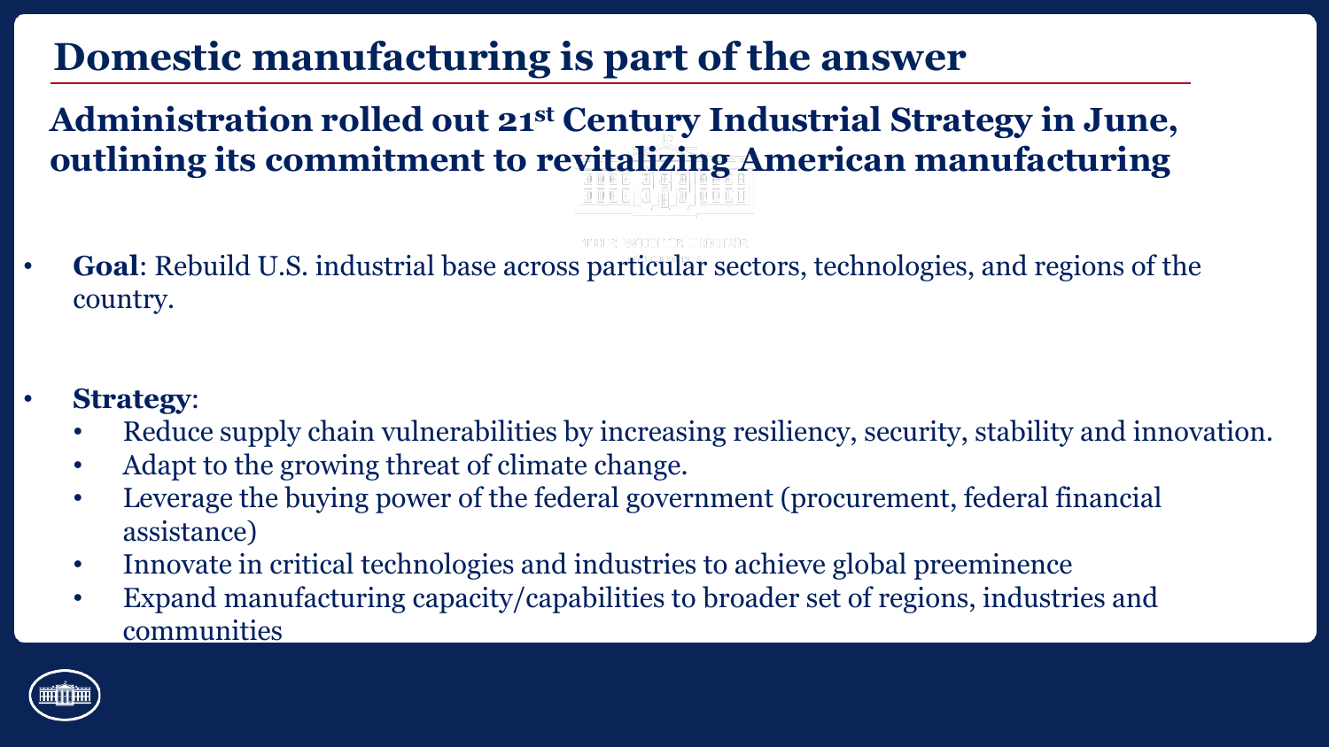# Domestic manufacturing is part of the answer

## Administration rolled out 21st Century Industrial Strategy in June, outlining its commitment to revitalizing American manufacturing

- **Goal**: Rebuild U.S. industrial base across particular sectors, technologies, and regions of the country.

- **Strategy**:
  - Reduce supply chain vulnerabilities by increasing resiliency, security, stability and innovation.
  - Adapt to the growing threat of climate change.
  - Leverage the buying power of the federal government (procurement, federal financial assistance)
  - Innovate in critical technologies and industries to achieve global preeminence
  - Expand manufacturing capacity/capabilities to broader set of regions, industries and communities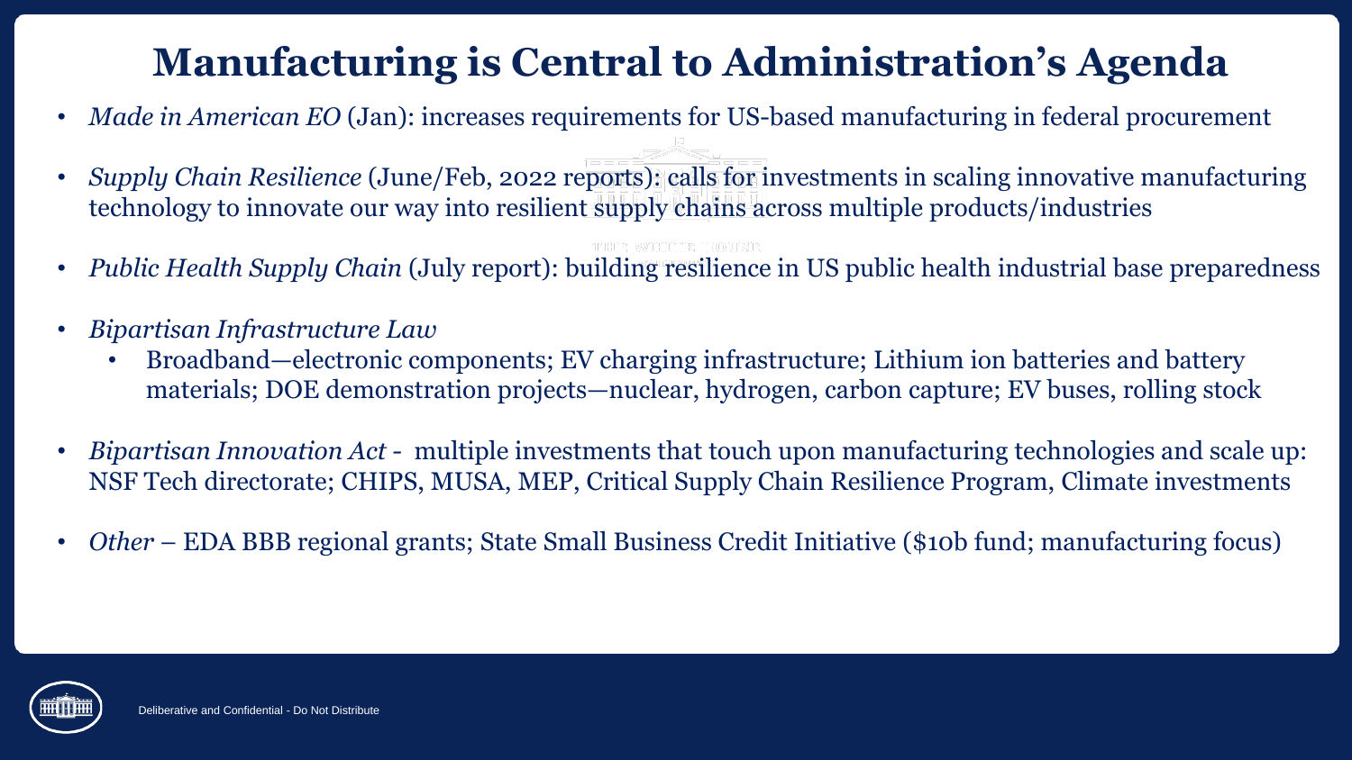# Manufacturing is Central to Administration's Agenda

- *Made in American EO* (Jan): increases requirements for US-based manufacturing in federal procurement
- *Supply Chain Resilience* (June/Feb, 2022 reports): calls for investments in scaling innovative manufacturing technology to innovate our way into resilient supply chains across multiple products/industries
- *Public Health Supply Chain* (July report): building resilience in US public health industrial base preparedness
- *Bipartisan Infrastructure Law*
  - Broadband—electronic components; EV charging infrastructure; Lithium ion batteries and battery materials; DOE demonstration projects—nuclear, hydrogen, carbon capture; EV buses, rolling stock
- *Bipartisan Innovation Act* - multiple investments that touch upon manufacturing technologies and scale up: NSF Tech directorate; CHIPS, MUSA, MEP, Critical Supply Chain Resilience Program, Climate investments
- *Other* – EDA BBB regional grants; State Small Business Credit Initiative ($10b fund; manufacturing focus)

Deliberative and Confidential - Do Not Distribute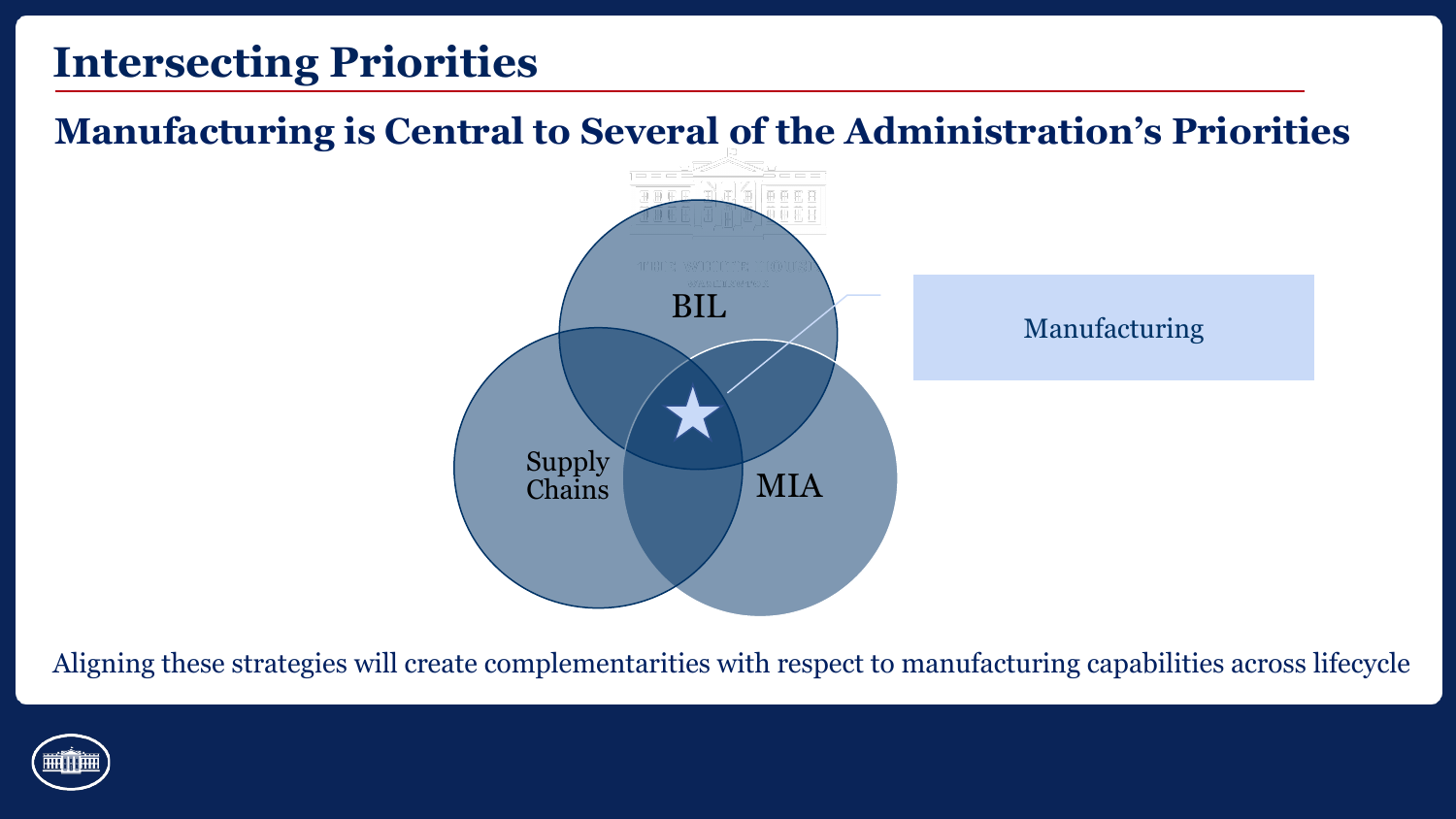# Intersecting Priorities

## Manufacturing is Central to Several of the Administration's Priorities

BIL

Supply Chains

MIA

Manufacturing

Aligning these strategies will create complementarities with respect to manufacturing capabilities across lifecycle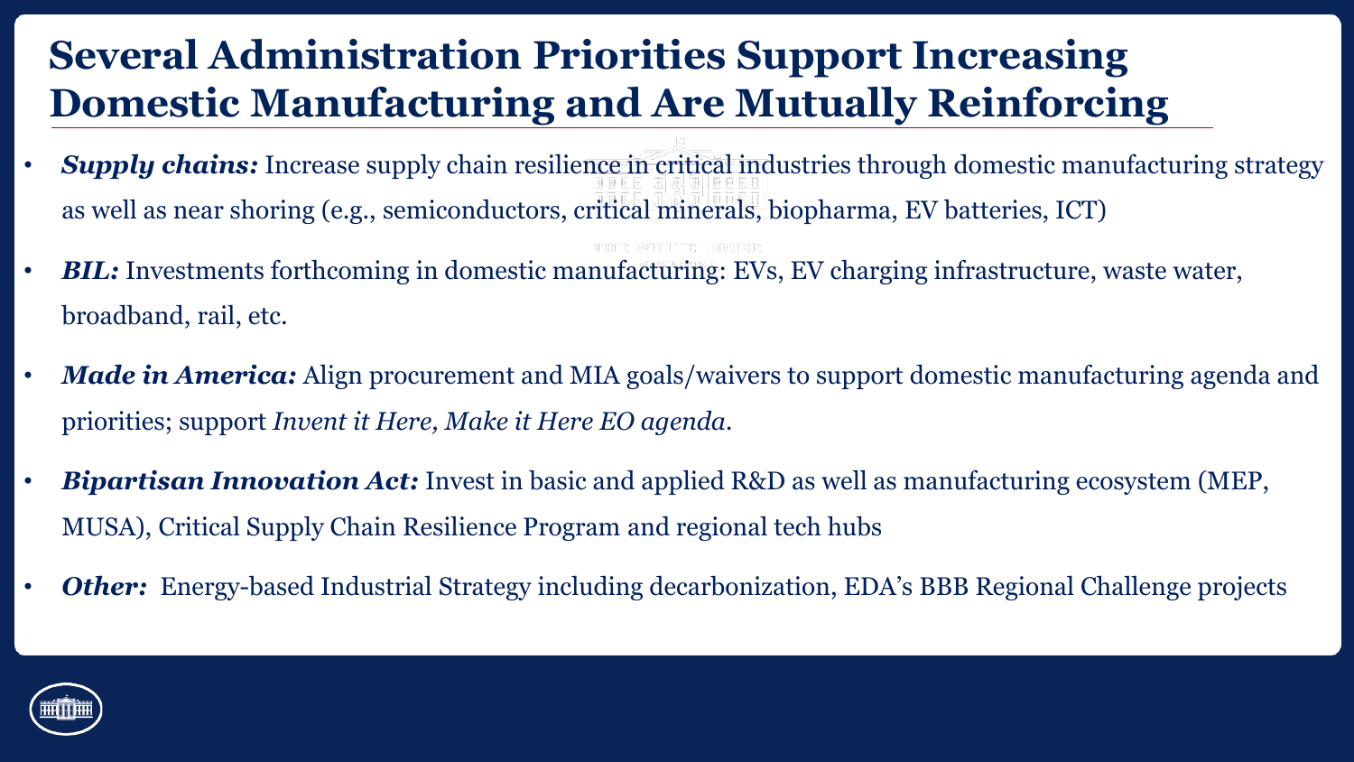# Several Administration Priorities Support Increasing Domestic Manufacturing and Are Mutually Reinforcing

- ***Supply chains:*** Increase supply chain resilience in critical industries through domestic manufacturing strategy as well as near shoring (e.g., semiconductors, critical minerals, biopharma, EV batteries, ICT)
- ***BIL:*** Investments forthcoming in domestic manufacturing: EVs, EV charging infrastructure, waste water, broadband, rail, etc.
- ***Made in America:*** Align procurement and MIA goals/waivers to support domestic manufacturing agenda and priorities; support *Invent it Here, Make it Here EO agenda*.
- ***Bipartisan Innovation Act:*** Invest in basic and applied R&D as well as manufacturing ecosystem (MEP, MUSA), Critical Supply Chain Resilience Program and regional tech hubs
- ***Other:*** Energy-based Industrial Strategy including decarbonization, EDA's BBB Regional Challenge projects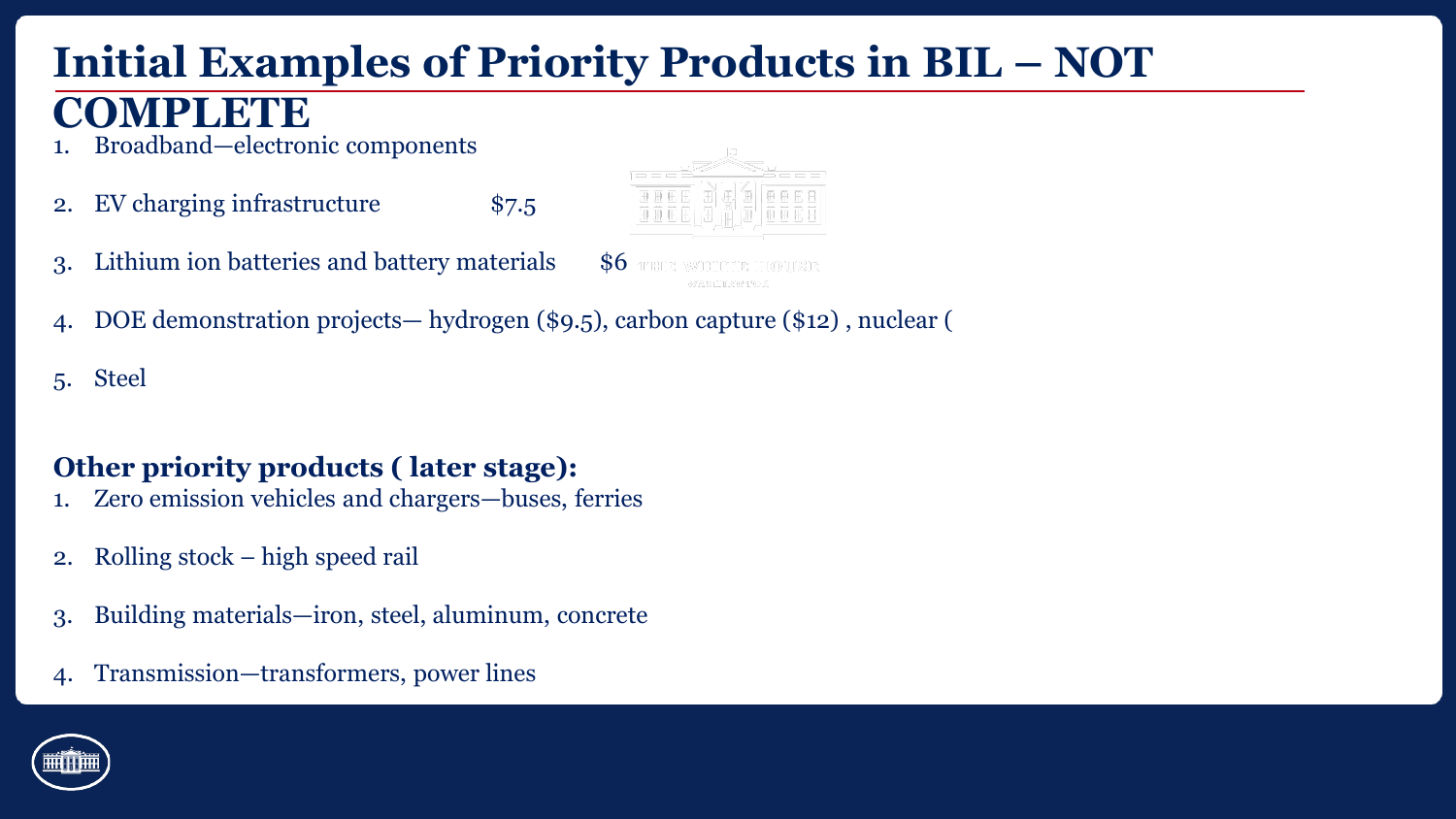# Initial Examples of Priority Products in BIL – NOT COMPLETE

1. Broadband—electronic components
2. EV charging infrastructure $7.5
3. Lithium ion batteries and battery materials $6
4. DOE demonstration projects— hydrogen ($9.5), carbon capture ($12) , nuclear (
5. Steel

**Other priority products ( later stage):**

1. Zero emission vehicles and chargers—buses, ferries
2. Rolling stock – high speed rail
3. Building materials—iron, steel, aluminum, concrete
4. Transmission—transformers, power lines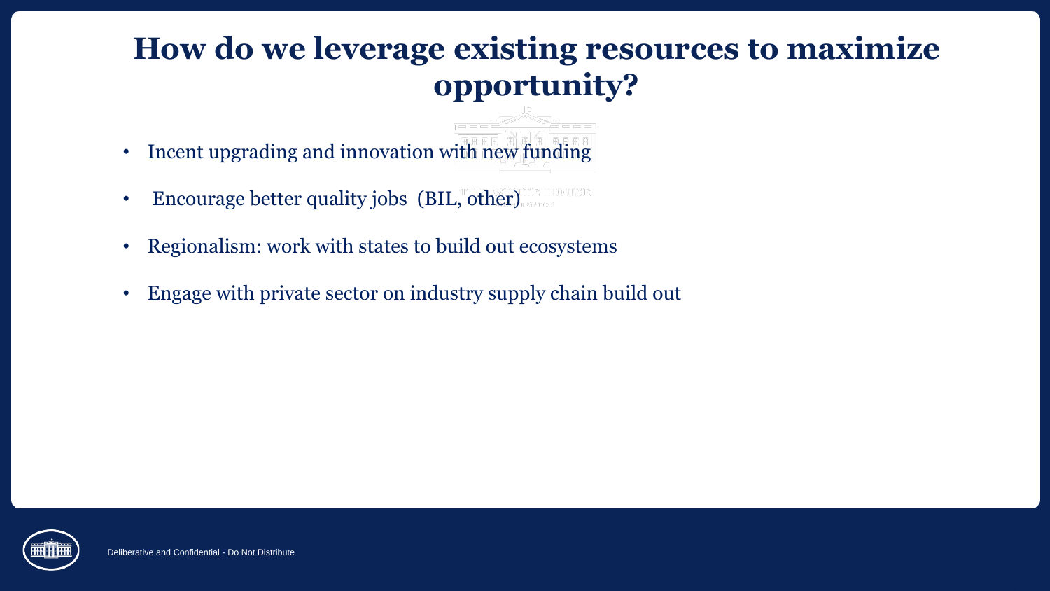# How do we leverage existing resources to maximize opportunity?

- Incent upgrading and innovation with new funding
- Encourage better quality jobs (BIL, other)
- Regionalism: work with states to build out ecosystems
- Engage with private sector on industry supply chain build out

Deliberative and Confidential - Do Not Distribute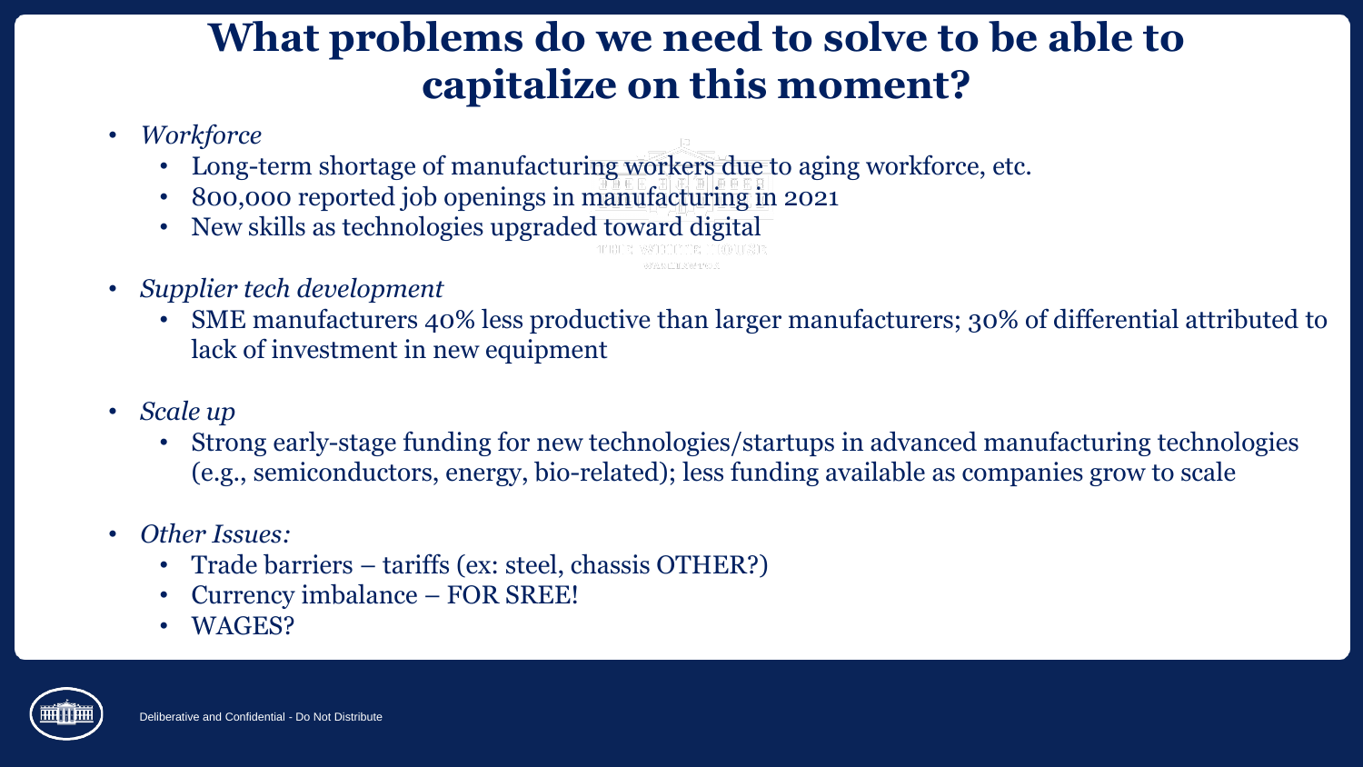# What problems do we need to solve to be able to capitalize on this moment?

- *Workforce*
  - Long-term shortage of manufacturing workers due to aging workforce, etc.
  - 800,000 reported job openings in manufacturing in 2021
  - New skills as technologies upgraded toward digital
- *Supplier tech development*
  - SME manufacturers 40% less productive than larger manufacturers; 30% of differential attributed to lack of investment in new equipment
- *Scale up*
  - Strong early-stage funding for new technologies/startups in advanced manufacturing technologies (e.g., semiconductors, energy, bio-related); less funding available as companies grow to scale
- *Other Issues:*
  - Trade barriers – tariffs (ex: steel, chassis OTHER?)
  - Currency imbalance – FOR SREE!
  - WAGES?

Deliberative and Confidential - Do Not Distribute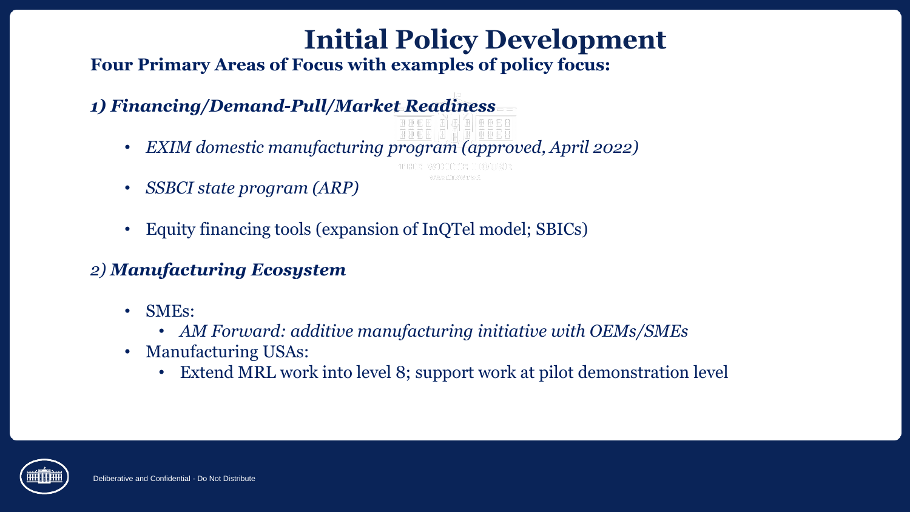# Initial Policy Development

**Four Primary Areas of Focus with examples of policy focus:**

## *1) Financing/Demand-Pull/Market Readiness*

- *EXIM domestic manufacturing program (approved, April 2022)*
- *SSBCI state program (ARP)*
- Equity financing tools (expansion of InQTel model; SBICs)

## 2) *Manufacturing Ecosystem*

- SMEs:
  - *AM Forward: additive manufacturing initiative with OEMs/SMEs*
- Manufacturing USAs:
  - Extend MRL work into level 8; support work at pilot demonstration level

Deliberative and Confidential - Do Not Distribute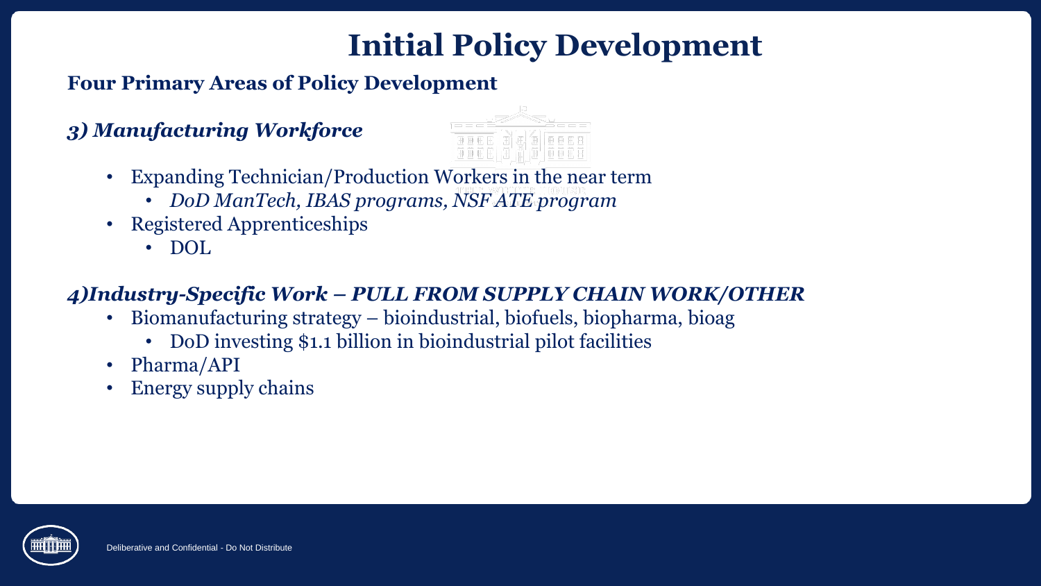# Initial Policy Development

**Four Primary Areas of Policy Development**

### *3) Manufacturing Workforce*

- Expanding Technician/Production Workers in the near term
  - *DoD ManTech, IBAS programs, NSF ATE program*
- Registered Apprenticeships
  - DOL

### *4)Industry-Specific Work – PULL FROM SUPPLY CHAIN WORK/OTHER*

- Biomanufacturing strategy – bioindustrial, biofuels, biopharma, bioag
  - DoD investing $1.1 billion in bioindustrial pilot facilities
- Pharma/API
- Energy supply chains

Deliberative and Confidential - Do Not Distribute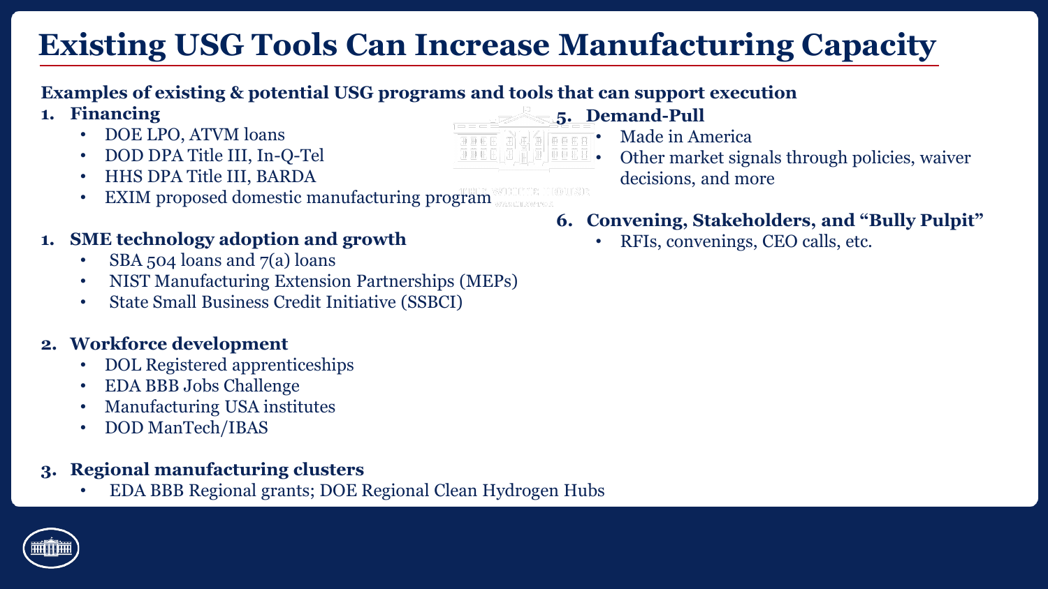# Existing USG Tools Can Increase Manufacturing Capacity

**Examples of existing & potential USG programs and tools that can support execution**

1. **Financing**
   - DOE LPO, ATVM loans
   - DOD DPA Title III, In-Q-Tel
   - HHS DPA Title III, BARDA
   - EXIM proposed domestic manufacturing program

1. **SME technology adoption and growth**
   - SBA 504 loans and 7(a) loans
   - NIST Manufacturing Extension Partnerships (MEPs)
   - State Small Business Credit Initiative (SSBCI)

2. **Workforce development**
   - DOL Registered apprenticeships
   - EDA BBB Jobs Challenge
   - Manufacturing USA institutes
   - DOD ManTech/IBAS

3. **Regional manufacturing clusters**
   - EDA BBB Regional grants; DOE Regional Clean Hydrogen Hubs

5. **Demand-Pull**
   - Made in America
   - Other market signals through policies, waiver decisions, and more

6. **Convening, Stakeholders, and "Bully Pulpit"**
   - RFIs, convenings, CEO calls, etc.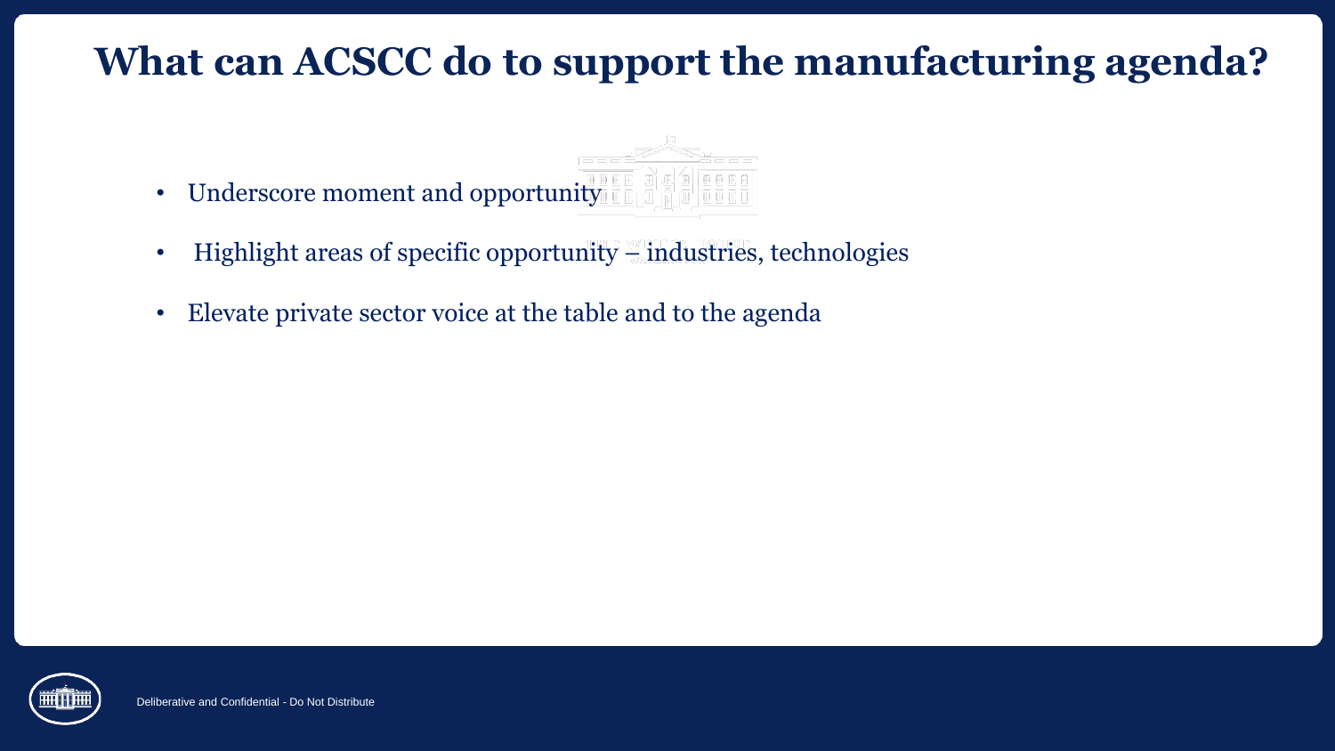# What can ACSCC do to support the manufacturing agenda?

- Underscore moment and opportunity
- Highlight areas of specific opportunity – industries, technologies
- Elevate private sector voice at the table and to the agenda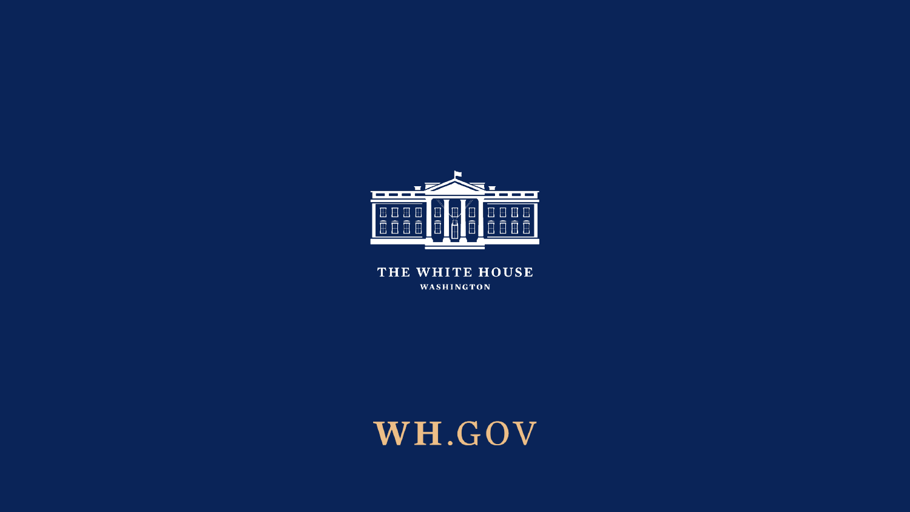THE WHITE HOUSE

WASHINGTON

WH.GOV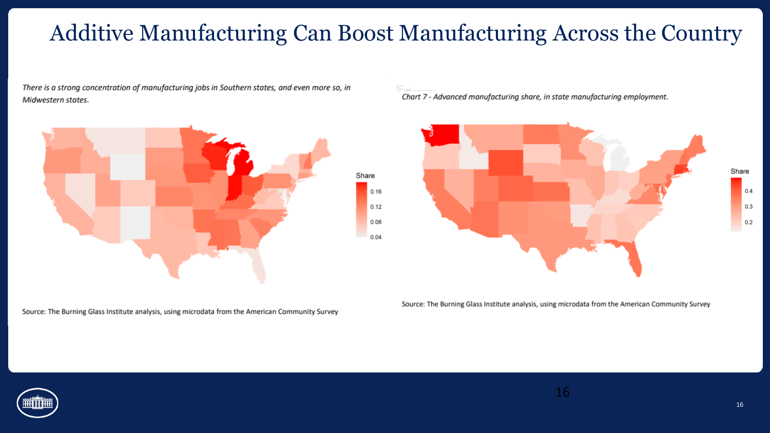# Additive Manufacturing Can Boost Manufacturing Across the Country

*There is a strong concentration of manufacturing jobs in Southern states, and even more so, in Midwestern states.*

Share

0.16

0.12

0.08

0.04

Source: The Burning Glass Institute analysis, using microdata from the American Community Survey

*Chart 7 - Advanced manufacturing share, in state manufacturing employment.*

Share

0.4

0.3

0.2

Source: The Burning Glass Institute analysis, using microdata from the American Community Survey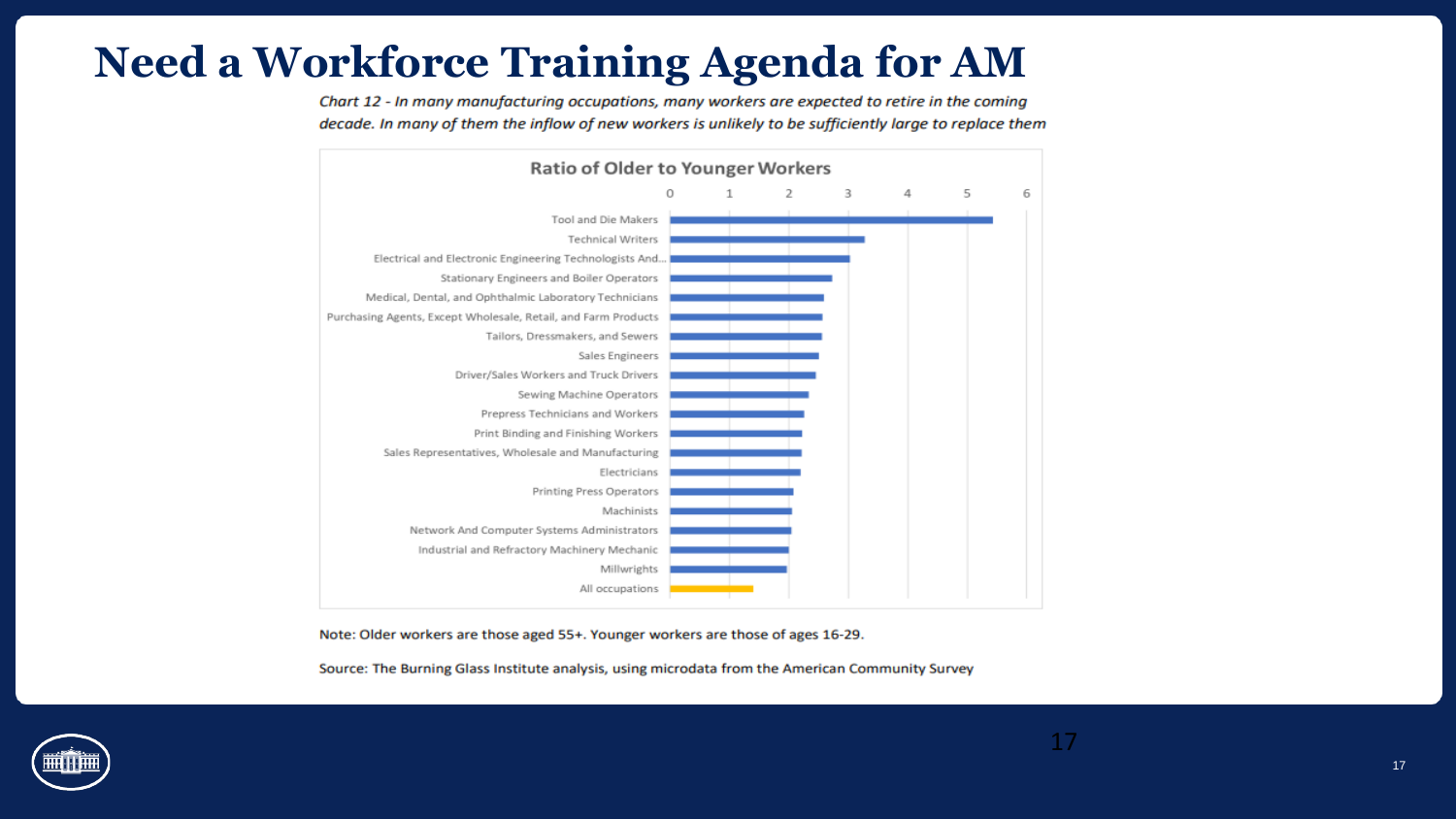# Need a Workforce Training Agenda for AM

*Chart 12 - In many manufacturing occupations, many workers are expected to retire in the coming decade. In many of them the inflow of new workers is unlikely to be sufficiently large to replace them*

**Ratio of Older to Younger Workers**

| Occupation | Ratio of Older to Younger Workers (approx.) |
| --- | --- |
| Tool and Die Makers | 5.4 |
| Technical Writers | 3.3 |
| Electrical and Electronic Engineering Technologists And... | 3.0 |
| Stationary Engineers and Boiler Operators | 2.7 |
| Medical, Dental, and Ophthalmic Laboratory Technicians | 2.6 |
| Purchasing Agents, Except Wholesale, Retail, and Farm Products | 2.6 |
| Tailors, Dressmakers, and Sewers | 2.6 |
| Sales Engineers | 2.5 |
| Driver/Sales Workers and Truck Drivers | 2.5 |
| Sewing Machine Operators | 2.3 |
| Prepress Technicians and Workers | 2.2 |
| Print Binding and Finishing Workers | 2.2 |
| Sales Representatives, Wholesale and Manufacturing | 2.2 |
| Electricians | 2.2 |
| Printing Press Operators | 2.1 |
| Machinists | 2.0 |
| Network And Computer Systems Administrators | 2.0 |
| Industrial and Refractory Machinery Mechanic | 2.0 |
| Millwrights | 2.0 |
| All occupations | 1.4 |

Note: Older workers are those aged 55+. Younger workers are those of ages 16-29.

Source: The Burning Glass Institute analysis, using microdata from the American Community Survey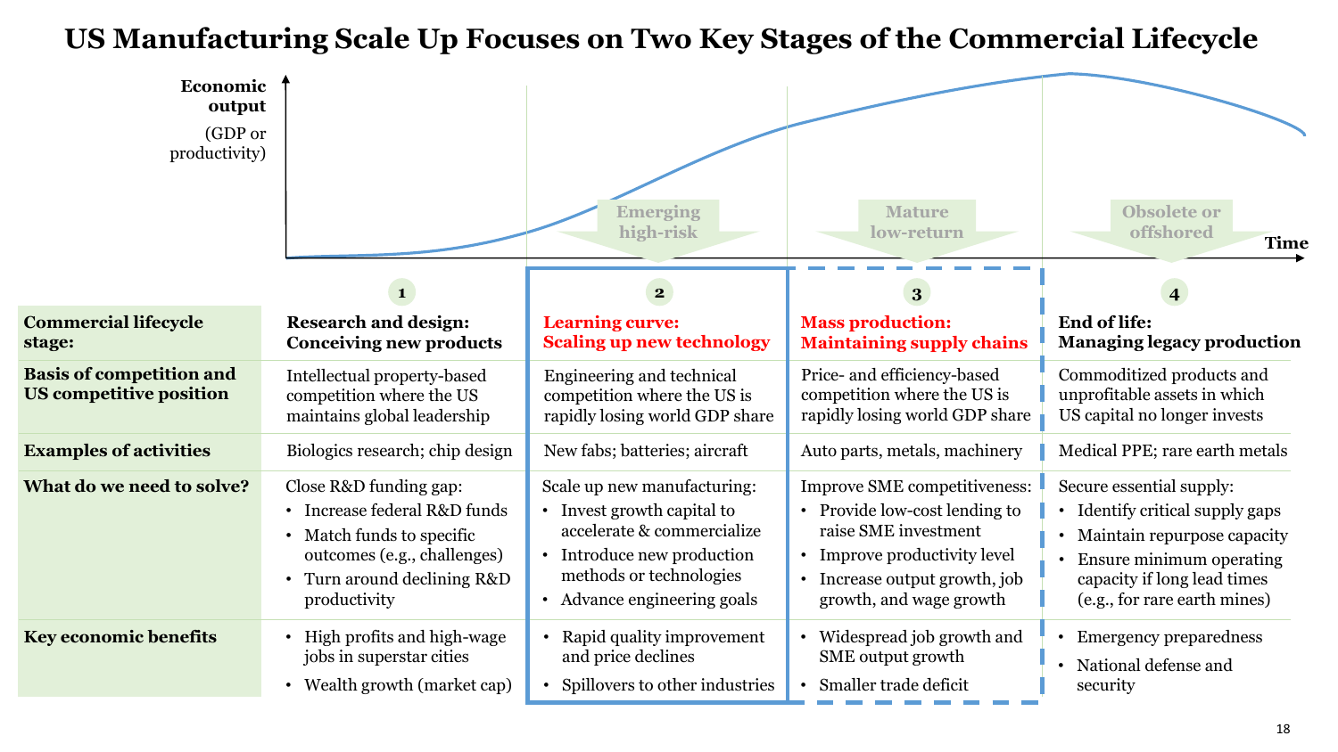# US Manufacturing Scale Up Focuses on Two Key Stages of the Commercial Lifecycle

Economic output (GDP or productivity)

Time

Emerging high-risk | Mature low-return | Obsolete or offshored

| Commercial lifecycle stage: | 1 Research and design: Conceiving new products | 2 Learning curve: Scaling up new technology | 3 Mass production: Maintaining supply chains | 4 End of life: Managing legacy production |
|---|---|---|---|---|
| **Basis of competition and US competitive position** | Intellectual property-based competition where the US maintains global leadership | Engineering and technical competition where the US is rapidly losing world GDP share | Price- and efficiency-based competition where the US is rapidly losing world GDP share | Commoditized products and unprofitable assets in which US capital no longer invests |
| **Examples of activities** | Biologics research; chip design | New fabs; batteries; aircraft | Auto parts, metals, machinery | Medical PPE; rare earth metals |
| **What do we need to solve?** | Close R&D funding gap: • Increase federal R&D funds • Match funds to specific outcomes (e.g., challenges) • Turn around declining R&D productivity | Scale up new manufacturing: • Invest growth capital to accelerate & commercialize • Introduce new production methods or technologies • Advance engineering goals | Improve SME competitiveness: • Provide low-cost lending to raise SME investment • Improve productivity level • Increase output growth, job growth, and wage growth | Secure essential supply: • Identify critical supply gaps • Maintain repurpose capacity • Ensure minimum operating capacity if long lead times (e.g., for rare earth mines) |
| **Key economic benefits** | • High profits and high-wage jobs in superstar cities • Wealth growth (market cap) | • Rapid quality improvement and price declines • Spillovers to other industries | • Widespread job growth and SME output growth • Smaller trade deficit | • Emergency preparedness • National defense and security |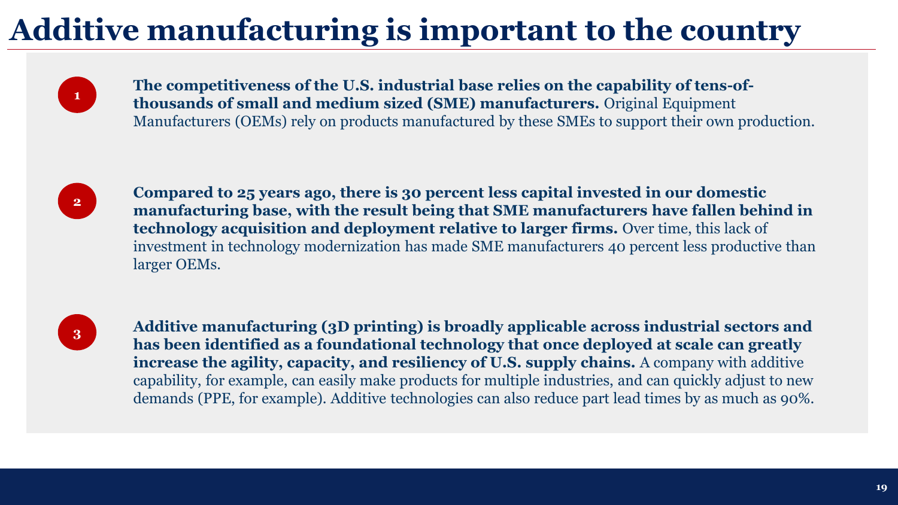# Additive manufacturing is important to the country

1. **The competitiveness of the U.S. industrial base relies on the capability of tens-of-thousands of small and medium sized (SME) manufacturers.** Original Equipment Manufacturers (OEMs) rely on products manufactured by these SMEs to support their own production.

2. **Compared to 25 years ago, there is 30 percent less capital invested in our domestic manufacturing base, with the result being that SME manufacturers have fallen behind in technology acquisition and deployment relative to larger firms.** Over time, this lack of investment in technology modernization has made SME manufacturers 40 percent less productive than larger OEMs.

3. **Additive manufacturing (3D printing) is broadly applicable across industrial sectors and has been identified as a foundational technology that once deployed at scale can greatly increase the agility, capacity, and resiliency of U.S. supply chains.** A company with additive capability, for example, can easily make products for multiple industries, and can quickly adjust to new demands (PPE, for example). Additive technologies can also reduce part lead times by as much as 90%.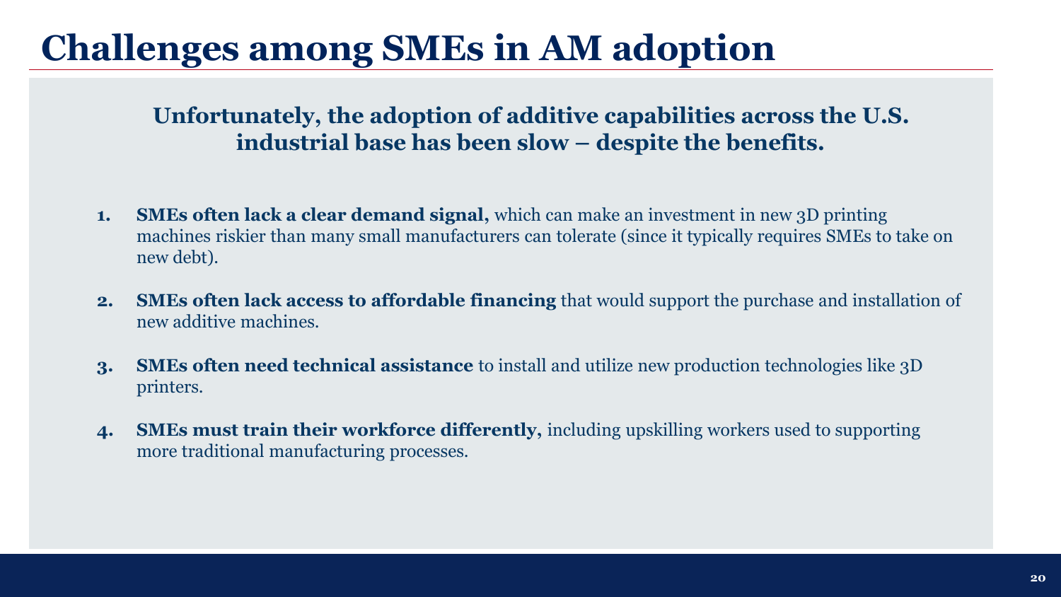# Challenges among SMEs in AM adoption

**Unfortunately, the adoption of additive capabilities across the U.S. industrial base has been slow – despite the benefits.**

1. **SMEs often lack a clear demand signal,** which can make an investment in new 3D printing machines riskier than many small manufacturers can tolerate (since it typically requires SMEs to take on new debt).

2. **SMEs often lack access to affordable financing** that would support the purchase and installation of new additive machines.

3. **SMEs often need technical assistance** to install and utilize new production technologies like 3D printers.

4. **SMEs must train their workforce differently,** including upskilling workers used to supporting more traditional manufacturing processes.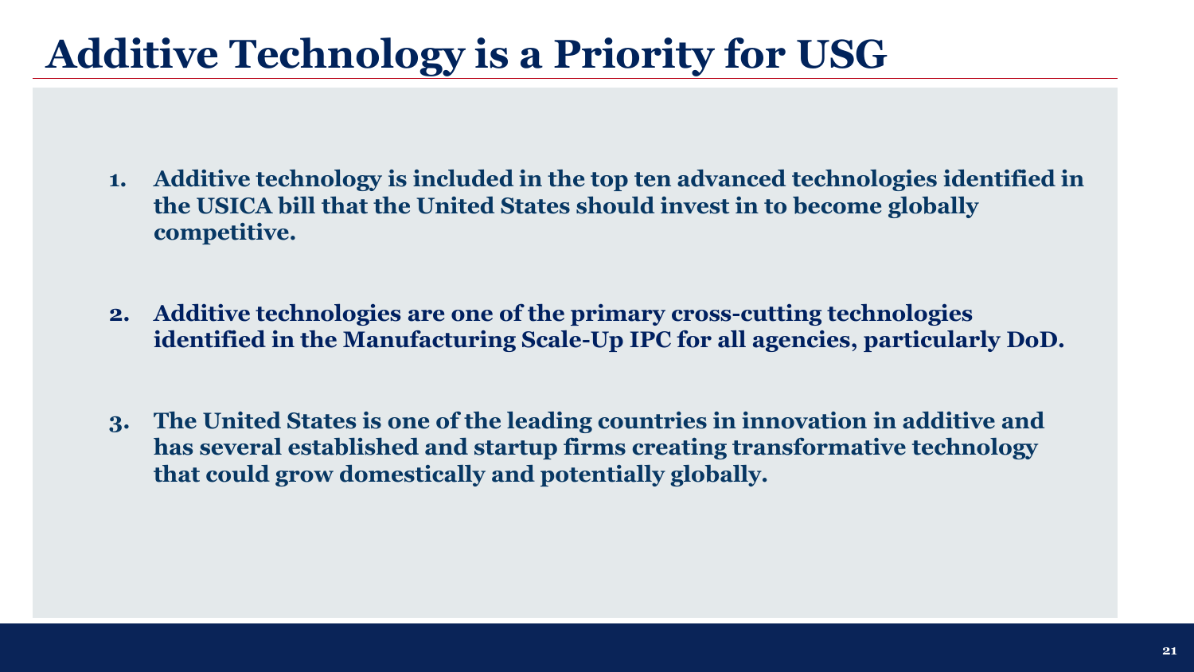# Additive Technology is a Priority for USG

1. **Additive technology is included in the top ten advanced technologies identified in the USICA bill that the United States should invest in to become globally competitive.**

2. **Additive technologies are one of the primary cross-cutting technologies identified in the Manufacturing Scale-Up IPC for all agencies, particularly DoD.**

3. **The United States is one of the leading countries in innovation in additive and has several established and startup firms creating transformative technology that could grow domestically and potentially globally.**